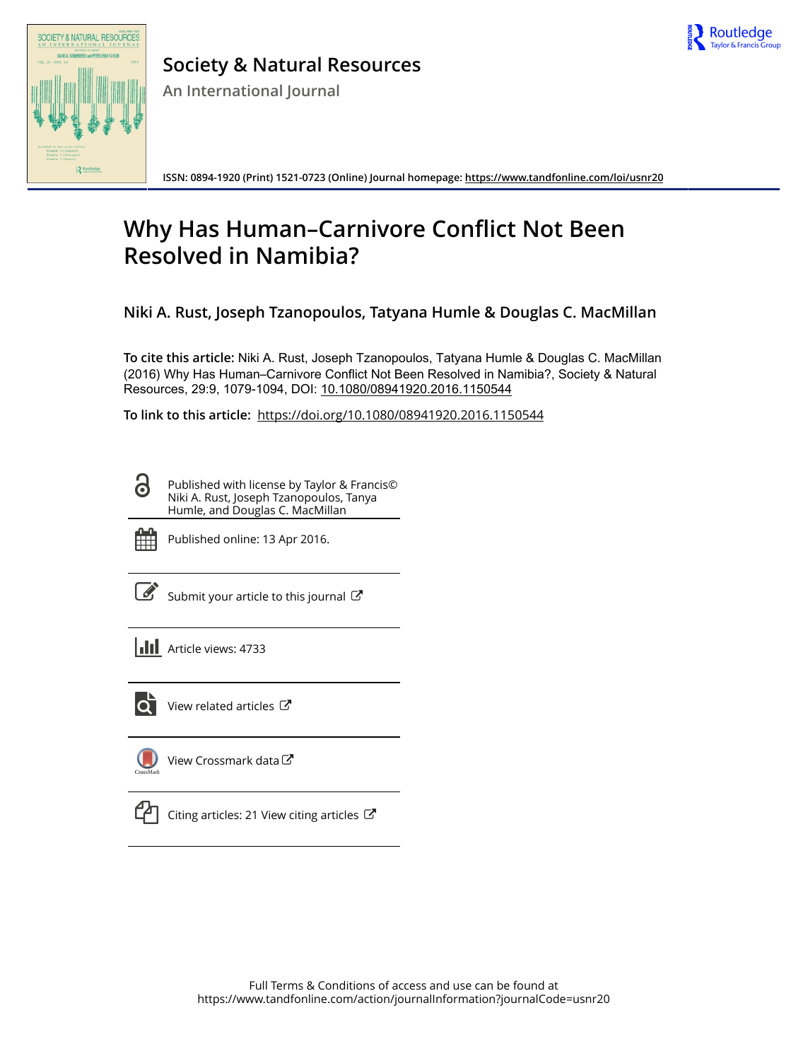# Society & Natural Resources

An International Journal

ISSN: 0894-1920 (Print) 1521-0723 (Online) Journal homepage: https://www.tandfonline.com/loi/usnr20

# Why Has Human–Carnivore Conflict Not Been Resolved in Namibia?

**Niki A. Rust, Joseph Tzanopoulos, Tatyana Humle & Douglas C. MacMillan**

**To cite this article:** Niki A. Rust, Joseph Tzanopoulos, Tatyana Humle & Douglas C. MacMillan (2016) Why Has Human–Carnivore Conflict Not Been Resolved in Namibia?, Society & Natural Resources, 29:9, 1079-1094, DOI: 10.1080/08941920.2016.1150544

**To link to this article:** https://doi.org/10.1080/08941920.2016.1150544

Published with license by Taylor & Francis© Niki A. Rust, Joseph Tzanopoulos, Tanya Humle, and Douglas C. MacMillan

Published online: 13 Apr 2016.

Submit your article to this journal

Article views: 4733

View related articles

View Crossmark data

Citing articles: 21 View citing articles

Full Terms & Conditions of access and use can be found at
https://www.tandfonline.com/action/journalInformation?journalCode=usnr20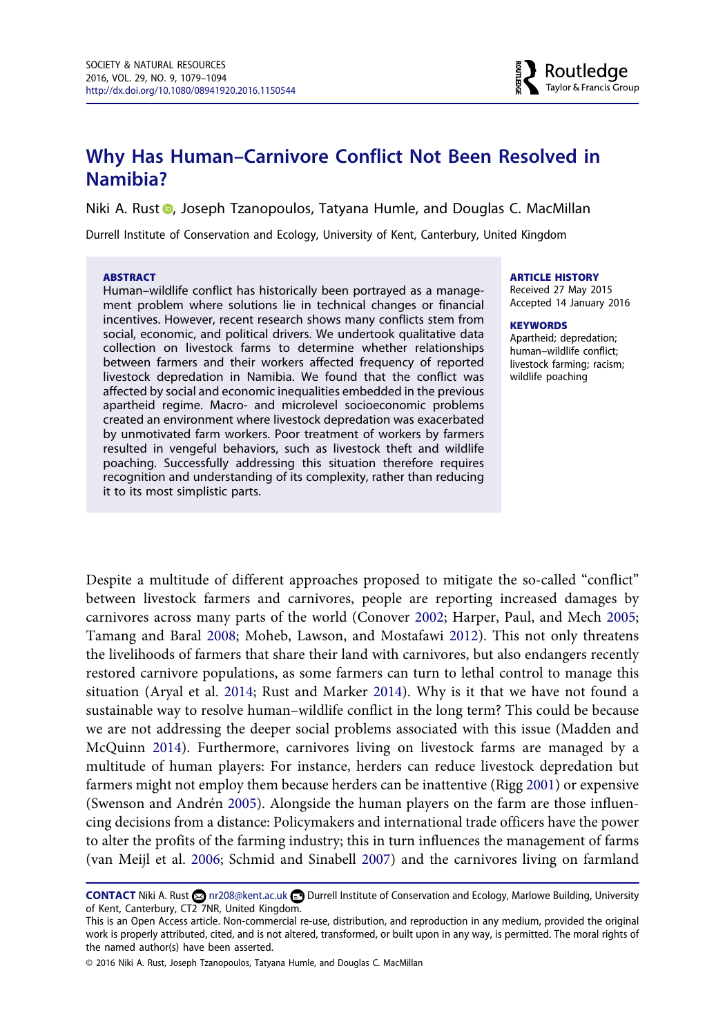# Why Has Human–Carnivore Conflict Not Been Resolved in Namibia?

Niki A. Rust, Joseph Tzanopoulos, Tatyana Humle, and Douglas C. MacMillan

Durrell Institute of Conservation and Ecology, University of Kent, Canterbury, United Kingdom

**ABSTRACT**

Human–wildlife conflict has historically been portrayed as a management problem where solutions lie in technical changes or financial incentives. However, recent research shows many conflicts stem from social, economic, and political drivers. We undertook qualitative data collection on livestock farms to determine whether relationships between farmers and their workers affected frequency of reported livestock depredation in Namibia. We found that the conflict was affected by social and economic inequalities embedded in the previous apartheid regime. Macro- and microlevel socioeconomic problems created an environment where livestock depredation was exacerbated by unmotivated farm workers. Poor treatment of workers by farmers resulted in vengeful behaviors, such as livestock theft and wildlife poaching. Successfully addressing this situation therefore requires recognition and understanding of its complexity, rather than reducing it to its most simplistic parts.

**ARTICLE HISTORY**
Received 27 May 2015
Accepted 14 January 2016

**KEYWORDS**
Apartheid; depredation; human–wildlife conflict; livestock farming; racism; wildlife poaching

Despite a multitude of different approaches proposed to mitigate the so-called "conflict" between livestock farmers and carnivores, people are reporting increased damages by carnivores across many parts of the world (Conover 2002; Harper, Paul, and Mech 2005; Tamang and Baral 2008; Moheb, Lawson, and Mostafawi 2012). This not only threatens the livelihoods of farmers that share their land with carnivores, but also endangers recently restored carnivore populations, as some farmers can turn to lethal control to manage this situation (Aryal et al. 2014; Rust and Marker 2014). Why is it that we have not found a sustainable way to resolve human–wildlife conflict in the long term? This could be because we are not addressing the deeper social problems associated with this issue (Madden and McQuinn 2014). Furthermore, carnivores living on livestock farms are managed by a multitude of human players: For instance, herders can reduce livestock depredation but farmers might not employ them because herders can be inattentive (Rigg 2001) or expensive (Swenson and Andrén 2005). Alongside the human players on the farm are those influencing decisions from a distance: Policymakers and international trade officers have the power to alter the profits of the farming industry; this in turn influences the management of farms (van Meijl et al. 2006; Schmid and Sinabell 2007) and the carnivores living on farmland

**CONTACT** Niki A. Rust nr208@kent.ac.uk Durrell Institute of Conservation and Ecology, Marlowe Building, University of Kent, Canterbury, CT2 7NR, United Kingdom.

This is an Open Access article. Non-commercial re-use, distribution, and reproduction in any medium, provided the original work is properly attributed, cited, and is not altered, transformed, or built upon in any way, is permitted. The moral rights of the named author(s) have been asserted.

© 2016 Niki A. Rust, Joseph Tzanopoulos, Tatyana Humle, and Douglas C. MacMillan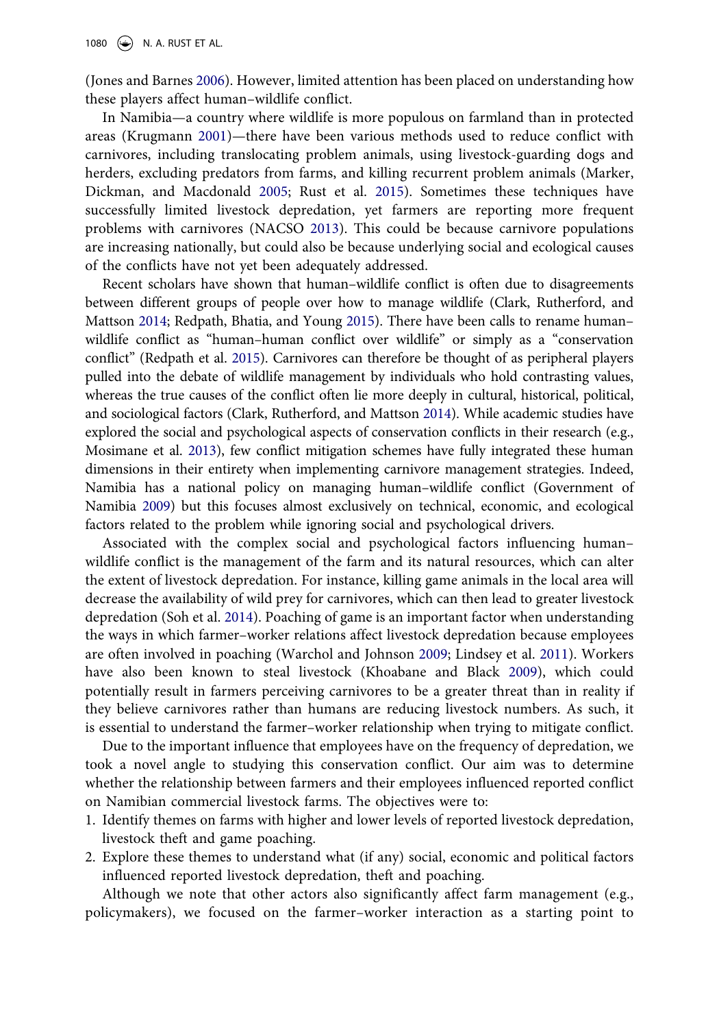(Jones and Barnes 2006). However, limited attention has been placed on understanding how these players affect human–wildlife conflict.

In Namibia—a country where wildlife is more populous on farmland than in protected areas (Krugmann 2001)—there have been various methods used to reduce conflict with carnivores, including translocating problem animals, using livestock-guarding dogs and herders, excluding predators from farms, and killing recurrent problem animals (Marker, Dickman, and Macdonald 2005; Rust et al. 2015). Sometimes these techniques have successfully limited livestock depredation, yet farmers are reporting more frequent problems with carnivores (NACSO 2013). This could be because carnivore populations are increasing nationally, but could also be because underlying social and ecological causes of the conflicts have not yet been adequately addressed.

Recent scholars have shown that human–wildlife conflict is often due to disagreements between different groups of people over how to manage wildlife (Clark, Rutherford, and Mattson 2014; Redpath, Bhatia, and Young 2015). There have been calls to rename human–wildlife conflict as "human–human conflict over wildlife" or simply as a "conservation conflict" (Redpath et al. 2015). Carnivores can therefore be thought of as peripheral players pulled into the debate of wildlife management by individuals who hold contrasting values, whereas the true causes of the conflict often lie more deeply in cultural, historical, political, and sociological factors (Clark, Rutherford, and Mattson 2014). While academic studies have explored the social and psychological aspects of conservation conflicts in their research (e.g., Mosimane et al. 2013), few conflict mitigation schemes have fully integrated these human dimensions in their entirety when implementing carnivore management strategies. Indeed, Namibia has a national policy on managing human–wildlife conflict (Government of Namibia 2009) but this focuses almost exclusively on technical, economic, and ecological factors related to the problem while ignoring social and psychological drivers.

Associated with the complex social and psychological factors influencing human–wildlife conflict is the management of the farm and its natural resources, which can alter the extent of livestock depredation. For instance, killing game animals in the local area will decrease the availability of wild prey for carnivores, which can then lead to greater livestock depredation (Soh et al. 2014). Poaching of game is an important factor when understanding the ways in which farmer–worker relations affect livestock depredation because employees are often involved in poaching (Warchol and Johnson 2009; Lindsey et al. 2011). Workers have also been known to steal livestock (Khoabane and Black 2009), which could potentially result in farmers perceiving carnivores to be a greater threat than in reality if they believe carnivores rather than humans are reducing livestock numbers. As such, it is essential to understand the farmer–worker relationship when trying to mitigate conflict.

Due to the important influence that employees have on the frequency of depredation, we took a novel angle to studying this conservation conflict. Our aim was to determine whether the relationship between farmers and their employees influenced reported conflict on Namibian commercial livestock farms. The objectives were to:

1. Identify themes on farms with higher and lower levels of reported livestock depredation, livestock theft and game poaching.
2. Explore these themes to understand what (if any) social, economic and political factors influenced reported livestock depredation, theft and poaching.

Although we note that other actors also significantly affect farm management (e.g., policymakers), we focused on the farmer–worker interaction as a starting point to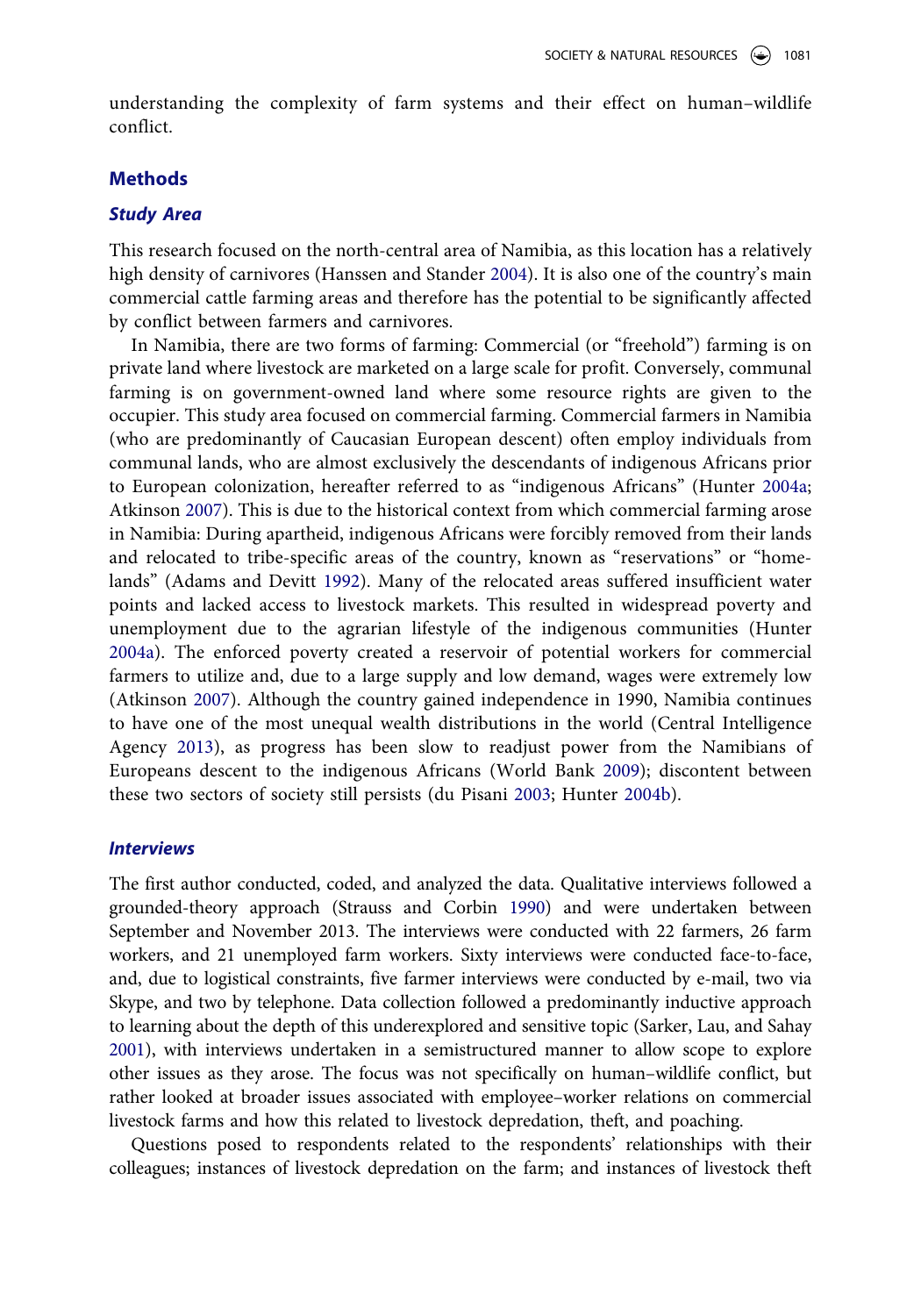understanding the complexity of farm systems and their effect on human–wildlife conflict.

## Methods

### *Study Area*

This research focused on the north-central area of Namibia, as this location has a relatively high density of carnivores (Hanssen and Stander 2004). It is also one of the country's main commercial cattle farming areas and therefore has the potential to be significantly affected by conflict between farmers and carnivores.

In Namibia, there are two forms of farming: Commercial (or "freehold") farming is on private land where livestock are marketed on a large scale for profit. Conversely, communal farming is on government-owned land where some resource rights are given to the occupier. This study area focused on commercial farming. Commercial farmers in Namibia (who are predominantly of Caucasian European descent) often employ individuals from communal lands, who are almost exclusively the descendants of indigenous Africans prior to European colonization, hereafter referred to as "indigenous Africans" (Hunter 2004a; Atkinson 2007). This is due to the historical context from which commercial farming arose in Namibia: During apartheid, indigenous Africans were forcibly removed from their lands and relocated to tribe-specific areas of the country, known as "reservations" or "homelands" (Adams and Devitt 1992). Many of the relocated areas suffered insufficient water points and lacked access to livestock markets. This resulted in widespread poverty and unemployment due to the agrarian lifestyle of the indigenous communities (Hunter 2004a). The enforced poverty created a reservoir of potential workers for commercial farmers to utilize and, due to a large supply and low demand, wages were extremely low (Atkinson 2007). Although the country gained independence in 1990, Namibia continues to have one of the most unequal wealth distributions in the world (Central Intelligence Agency 2013), as progress has been slow to readjust power from the Namibians of Europeans descent to the indigenous Africans (World Bank 2009); discontent between these two sectors of society still persists (du Pisani 2003; Hunter 2004b).

### *Interviews*

The first author conducted, coded, and analyzed the data. Qualitative interviews followed a grounded-theory approach (Strauss and Corbin 1990) and were undertaken between September and November 2013. The interviews were conducted with 22 farmers, 26 farm workers, and 21 unemployed farm workers. Sixty interviews were conducted face-to-face, and, due to logistical constraints, five farmer interviews were conducted by e-mail, two via Skype, and two by telephone. Data collection followed a predominantly inductive approach to learning about the depth of this underexplored and sensitive topic (Sarker, Lau, and Sahay 2001), with interviews undertaken in a semistructured manner to allow scope to explore other issues as they arose. The focus was not specifically on human–wildlife conflict, but rather looked at broader issues associated with employee–worker relations on commercial livestock farms and how this related to livestock depredation, theft, and poaching.

Questions posed to respondents related to the respondents' relationships with their colleagues; instances of livestock depredation on the farm; and instances of livestock theft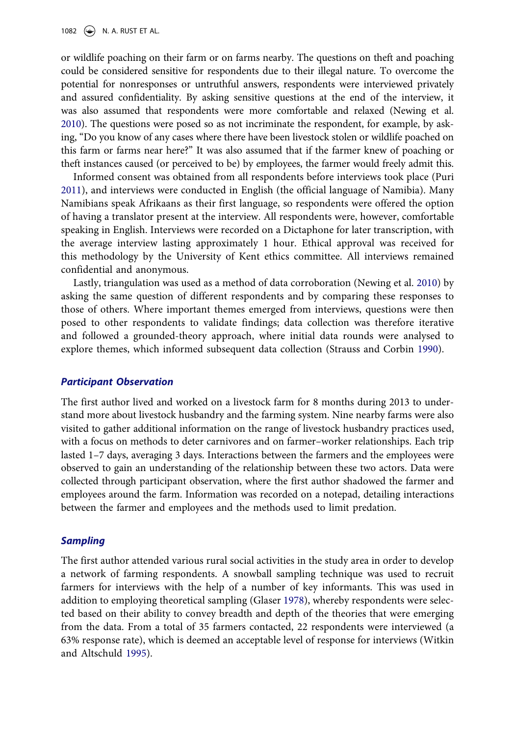or wildlife poaching on their farm or on farms nearby. The questions on theft and poaching could be considered sensitive for respondents due to their illegal nature. To overcome the potential for nonresponses or untruthful answers, respondents were interviewed privately and assured confidentiality. By asking sensitive questions at the end of the interview, it was also assumed that respondents were more comfortable and relaxed (Newing et al. 2010). The questions were posed so as not incriminate the respondent, for example, by asking, "Do you know of any cases where there have been livestock stolen or wildlife poached on this farm or farms near here?" It was also assumed that if the farmer knew of poaching or theft instances caused (or perceived to be) by employees, the farmer would freely admit this.

Informed consent was obtained from all respondents before interviews took place (Puri 2011), and interviews were conducted in English (the official language of Namibia). Many Namibians speak Afrikaans as their first language, so respondents were offered the option of having a translator present at the interview. All respondents were, however, comfortable speaking in English. Interviews were recorded on a Dictaphone for later transcription, with the average interview lasting approximately 1 hour. Ethical approval was received for this methodology by the University of Kent ethics committee. All interviews remained confidential and anonymous.

Lastly, triangulation was used as a method of data corroboration (Newing et al. 2010) by asking the same question of different respondents and by comparing these responses to those of others. Where important themes emerged from interviews, questions were then posed to other respondents to validate findings; data collection was therefore iterative and followed a grounded-theory approach, where initial data rounds were analysed to explore themes, which informed subsequent data collection (Strauss and Corbin 1990).

### *Participant Observation*

The first author lived and worked on a livestock farm for 8 months during 2013 to understand more about livestock husbandry and the farming system. Nine nearby farms were also visited to gather additional information on the range of livestock husbandry practices used, with a focus on methods to deter carnivores and on farmer–worker relationships. Each trip lasted 1–7 days, averaging 3 days. Interactions between the farmers and the employees were observed to gain an understanding of the relationship between these two actors. Data were collected through participant observation, where the first author shadowed the farmer and employees around the farm. Information was recorded on a notepad, detailing interactions between the farmer and employees and the methods used to limit predation.

### *Sampling*

The first author attended various rural social activities in the study area in order to develop a network of farming respondents. A snowball sampling technique was used to recruit farmers for interviews with the help of a number of key informants. This was used in addition to employing theoretical sampling (Glaser 1978), whereby respondents were selected based on their ability to convey breadth and depth of the theories that were emerging from the data. From a total of 35 farmers contacted, 22 respondents were interviewed (a 63% response rate), which is deemed an acceptable level of response for interviews (Witkin and Altschuld 1995).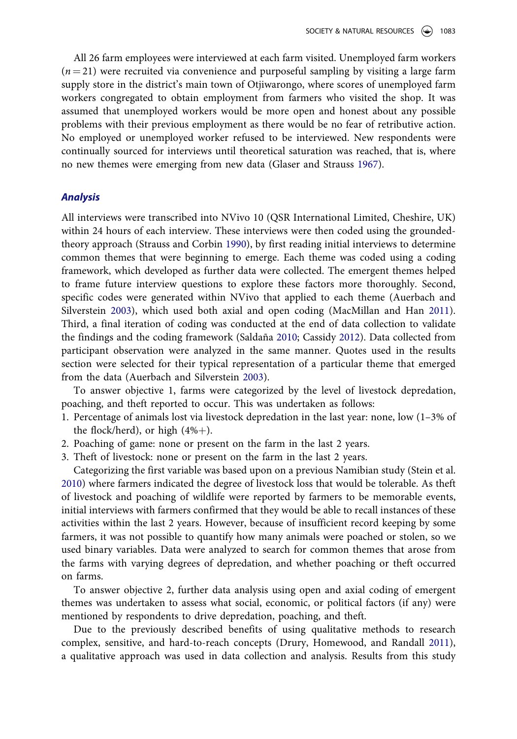All 26 farm employees were interviewed at each farm visited. Unemployed farm workers ($n = 21$) were recruited via convenience and purposeful sampling by visiting a large farm supply store in the district's main town of Otjiwarongo, where scores of unemployed farm workers congregated to obtain employment from farmers who visited the shop. It was assumed that unemployed workers would be more open and honest about any possible problems with their previous employment as there would be no fear of retributive action. No employed or unemployed worker refused to be interviewed. New respondents were continually sourced for interviews until theoretical saturation was reached, that is, where no new themes were emerging from new data (Glaser and Strauss 1967).

### *Analysis*

All interviews were transcribed into NVivo 10 (QSR International Limited, Cheshire, UK) within 24 hours of each interview. These interviews were then coded using the grounded-theory approach (Strauss and Corbin 1990), by first reading initial interviews to determine common themes that were beginning to emerge. Each theme was coded using a coding framework, which developed as further data were collected. The emergent themes helped to frame future interview questions to explore these factors more thoroughly. Second, specific codes were generated within NVivo that applied to each theme (Auerbach and Silverstein 2003), which used both axial and open coding (MacMillan and Han 2011). Third, a final iteration of coding was conducted at the end of data collection to validate the findings and the coding framework (Saldaña 2010; Cassidy 2012). Data collected from participant observation were analyzed in the same manner. Quotes used in the results section were selected for their typical representation of a particular theme that emerged from the data (Auerbach and Silverstein 2003).

To answer objective 1, farms were categorized by the level of livestock depredation, poaching, and theft reported to occur. This was undertaken as follows:

1. Percentage of animals lost via livestock depredation in the last year: none, low (1–3% of the flock/herd), or high (4%+).
2. Poaching of game: none or present on the farm in the last 2 years.
3. Theft of livestock: none or present on the farm in the last 2 years.

Categorizing the first variable was based upon on a previous Namibian study (Stein et al. 2010) where farmers indicated the degree of livestock loss that would be tolerable. As theft of livestock and poaching of wildlife were reported by farmers to be memorable events, initial interviews with farmers confirmed that they would be able to recall instances of these activities within the last 2 years. However, because of insufficient record keeping by some farmers, it was not possible to quantify how many animals were poached or stolen, so we used binary variables. Data were analyzed to search for common themes that arose from the farms with varying degrees of depredation, and whether poaching or theft occurred on farms.

To answer objective 2, further data analysis using open and axial coding of emergent themes was undertaken to assess what social, economic, or political factors (if any) were mentioned by respondents to drive depredation, poaching, and theft.

Due to the previously described benefits of using qualitative methods to research complex, sensitive, and hard-to-reach concepts (Drury, Homewood, and Randall 2011), a qualitative approach was used in data collection and analysis. Results from this study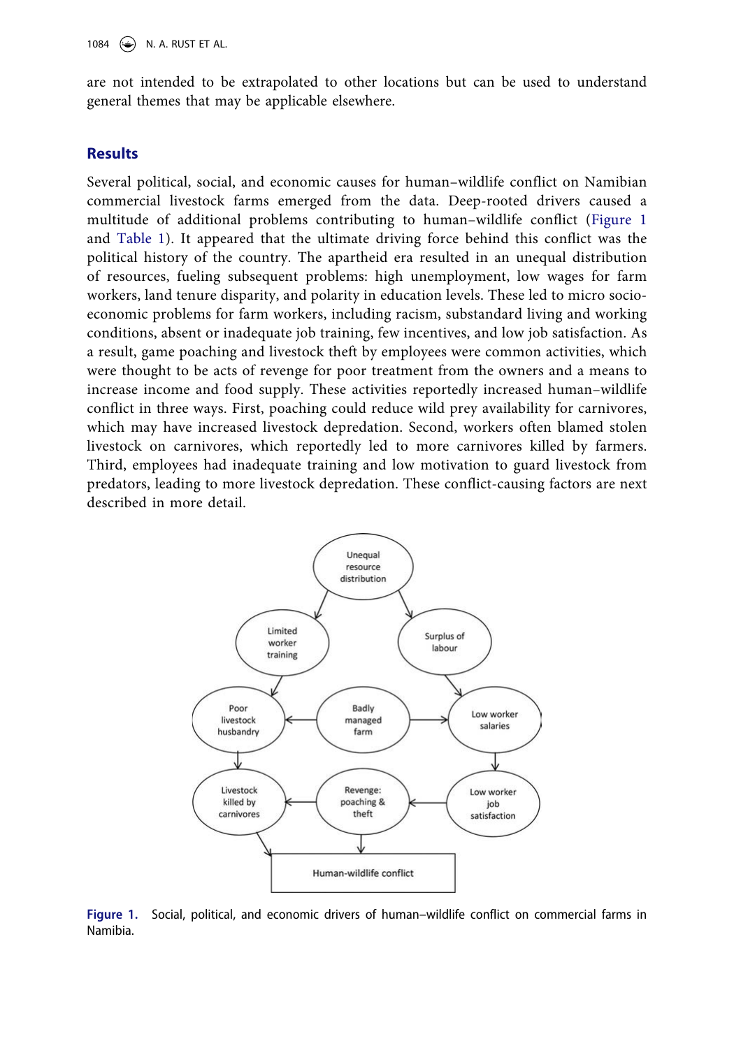are not intended to be extrapolated to other locations but can be used to understand general themes that may be applicable elsewhere.

## Results

Several political, social, and economic causes for human–wildlife conflict on Namibian commercial livestock farms emerged from the data. Deep-rooted drivers caused a multitude of additional problems contributing to human–wildlife conflict (Figure 1 and Table 1). It appeared that the ultimate driving force behind this conflict was the political history of the country. The apartheid era resulted in an unequal distribution of resources, fueling subsequent problems: high unemployment, low wages for farm workers, land tenure disparity, and polarity in education levels. These led to micro socio-economic problems for farm workers, including racism, substandard living and working conditions, absent or inadequate job training, few incentives, and low job satisfaction. As a result, game poaching and livestock theft by employees were common activities, which were thought to be acts of revenge for poor treatment from the owners and a means to increase income and food supply. These activities reportedly increased human–wildlife conflict in three ways. First, poaching could reduce wild prey availability for carnivores, which may have increased livestock depredation. Second, workers often blamed stolen livestock on carnivores, which reportedly led to more carnivores killed by farmers. Third, employees had inadequate training and low motivation to guard livestock from predators, leading to more livestock depredation. These conflict-causing factors are next described in more detail.

**Figure 1.** Social, political, and economic drivers of human–wildlife conflict on commercial farms in Namibia.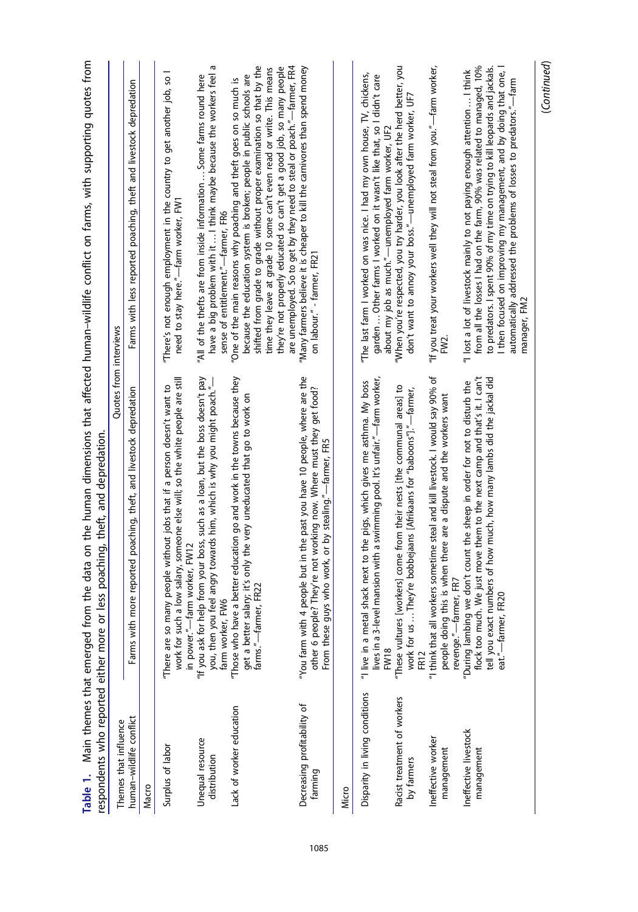**Table 1.** Main themes that emerged from the data on the human dimensions that affected human–wildlife conflict on farms, with supporting quotes from respondents who reported either more or less poaching, theft, and depredation.

| Themes that influence human–wildlife conflict | Quotes from interviews | |
|---|---|---|
| | Farms with more reported poaching, theft, and livestock depredation | Farms with less reported poaching, theft and livestock depredation |
| **Macro** | | |
| Surplus of labor | "There are so many people without jobs that if a person doesn't want to work for such a low salary, someone else will; so the white people are still in power."—farm worker, FW12 | "There's not enough employment in the country to get another job, so I need to stay here."—farm worker, FW1 |
| Unequal resource distribution | "If you ask for help from your boss, such as a loan, but the boss doesn't pay you, then you feel angry towards him, which is why you might poach."—farm worker, FW6 | "All of the thefts are from inside information … Some farms round here have a big problem with it … I think maybe because the workers feel a sense of entitlement."—farmer, FR6 |
| Lack of worker education | "Those who have a better education go and work in the towns because they get a better salary; it's only the very uneducated that go to work on farms."—farmer, FR22 | "One of the main reasons why poaching and theft goes on so much is because the education system is broken; people in public schools are shifted from grade to grade without proper examination so that by the time they leave at grade 10 some can't even read or write. This means they're not properly educated so can't get a good job, so many people are unemployed. So to get by they need to steal or poach."—farmer, FR4 |
| Decreasing profitability of farming | "You farm with 4 people but in the past you have 10 people, where are the other 6 people? They're not working now. Where must they get food? From these guys who work, or by stealing."—farmer, FR5 | "Many farmers believe it is cheaper to kill the carnivores than spend money on labour." - farmer, FR21 |
| **Micro** | | |
| Disparity in living conditions | "I live in a metal shack next to the pigs, which gives me asthma. My boss lives in a 3-level mansion with a swimming pool. It's unfair."—farm worker, FW18 | "The last farm I worked on was nice. I had my own house, TV, chickens, garden … Other farms I worked on it wasn't like that, so I didn't care about my job as much."—unemployed farm worker, UF2 |
| Racist treatment of workers by farmers | "These vultures [workers] come from their nests [the communal areas] to work for us … They're bobbejaans [Afrikaans for "baboons"]."—farmer, FR12 | "When you're respected, you try harder, you look after the herd better, you don't want to annoy your boss."—unemployed farm worker, UF7 |
| Ineffective worker management | "I think that all workers sometime steal and kill livestock. I would say 90% of people doing this is when there are a dispute and the workers want revenge."—farmer, FR7 | "If you treat your workers well they will not steal from you."—farm worker, FW2. |
| Ineffective livestock management | "During lambing we don't count the sheep in order for not to disturb the flock too much. We just move them to the next camp and that's it. I can't tell you exact numbers of how much, how many lambs did the jackal did eat."—farmer, FR20 | "I lost a lot of livestock mainly to not paying enough attention … I think from all the losses I had on the farm, 90% was related to managed, 10% to predators. I spent 90% of my time on trying to kill leopards and jackals. I then focused on improving my management, and by doing that one, I automatically addressed the problems of losses to predators."—farm manager, FM2 |

(*Continued*)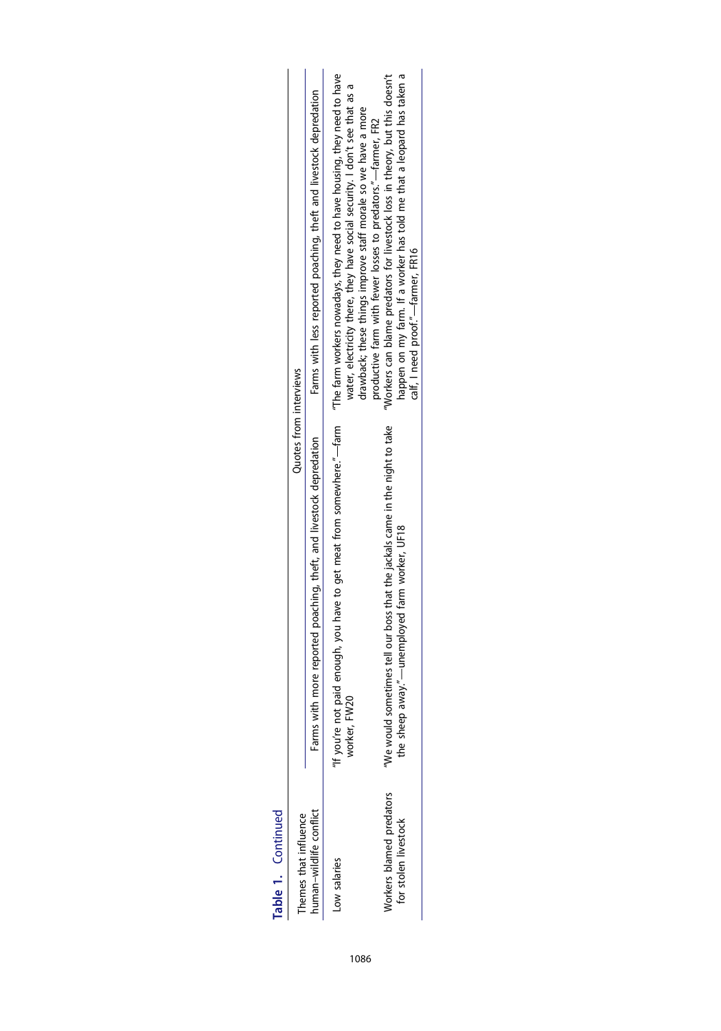**Table 1.** Continued

| Themes that influence human–wildlife conflict | Quotes from interviews | |
|---|---|---|
| | Farms with more reported poaching, theft, and livestock depredation | Farms with less reported poaching, theft and livestock depredation |
| Low salaries | "If you're not paid enough, you have to get meat from somewhere."—farm worker, FW20 | "The farm workers nowadays, they need to have housing, they need to have water, electricity there, they have social security. I don't see that as a drawback; these things improve staff morale so we have a more productive farm with fewer losses to predators."—farmer, FR2 |
| Workers blamed predators for stolen livestock | "We would sometimes tell our boss that the jackals came in the night to take the sheep away."—unemployed farm worker, UF18 | "Workers can blame predators for livestock loss in theory, but this doesn't happen on my farm. If a worker has told me that a leopard has taken a calf, I need proof."—farmer, FR16 |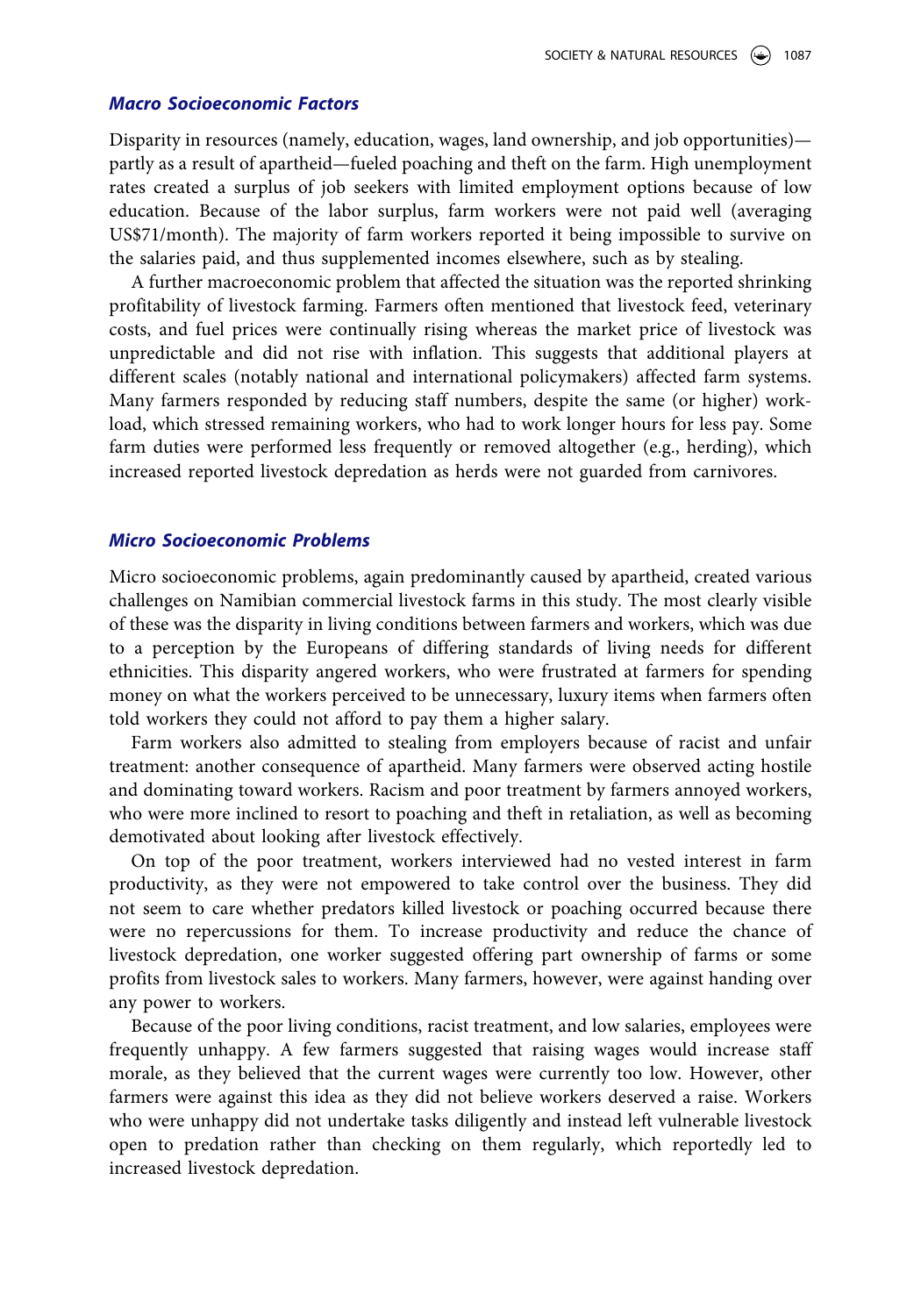### *Macro Socioeconomic Factors*

Disparity in resources (namely, education, wages, land ownership, and job opportunities)—partly as a result of apartheid—fueled poaching and theft on the farm. High unemployment rates created a surplus of job seekers with limited employment options because of low education. Because of the labor surplus, farm workers were not paid well (averaging US$71/month). The majority of farm workers reported it being impossible to survive on the salaries paid, and thus supplemented incomes elsewhere, such as by stealing.

A further macroeconomic problem that affected the situation was the reported shrinking profitability of livestock farming. Farmers often mentioned that livestock feed, veterinary costs, and fuel prices were continually rising whereas the market price of livestock was unpredictable and did not rise with inflation. This suggests that additional players at different scales (notably national and international policymakers) affected farm systems. Many farmers responded by reducing staff numbers, despite the same (or higher) workload, which stressed remaining workers, who had to work longer hours for less pay. Some farm duties were performed less frequently or removed altogether (e.g., herding), which increased reported livestock depredation as herds were not guarded from carnivores.

### *Micro Socioeconomic Problems*

Micro socioeconomic problems, again predominantly caused by apartheid, created various challenges on Namibian commercial livestock farms in this study. The most clearly visible of these was the disparity in living conditions between farmers and workers, which was due to a perception by the Europeans of differing standards of living needs for different ethnicities. This disparity angered workers, who were frustrated at farmers for spending money on what the workers perceived to be unnecessary, luxury items when farmers often told workers they could not afford to pay them a higher salary.

Farm workers also admitted to stealing from employers because of racist and unfair treatment: another consequence of apartheid. Many farmers were observed acting hostile and dominating toward workers. Racism and poor treatment by farmers annoyed workers, who were more inclined to resort to poaching and theft in retaliation, as well as becoming demotivated about looking after livestock effectively.

On top of the poor treatment, workers interviewed had no vested interest in farm productivity, as they were not empowered to take control over the business. They did not seem to care whether predators killed livestock or poaching occurred because there were no repercussions for them. To increase productivity and reduce the chance of livestock depredation, one worker suggested offering part ownership of farms or some profits from livestock sales to workers. Many farmers, however, were against handing over any power to workers.

Because of the poor living conditions, racist treatment, and low salaries, employees were frequently unhappy. A few farmers suggested that raising wages would increase staff morale, as they believed that the current wages were currently too low. However, other farmers were against this idea as they did not believe workers deserved a raise. Workers who were unhappy did not undertake tasks diligently and instead left vulnerable livestock open to predation rather than checking on them regularly, which reportedly led to increased livestock depredation.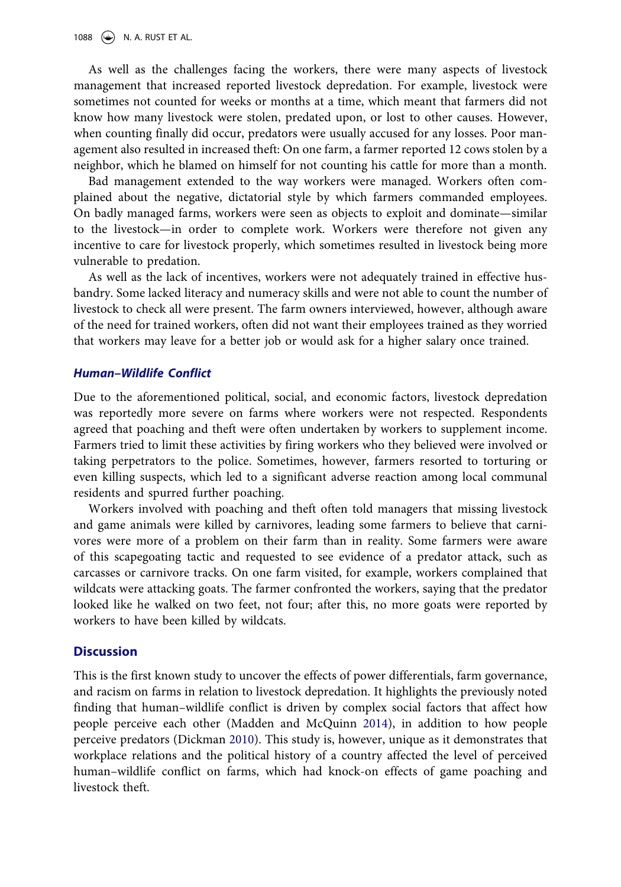As well as the challenges facing the workers, there were many aspects of livestock management that increased reported livestock depredation. For example, livestock were sometimes not counted for weeks or months at a time, which meant that farmers did not know how many livestock were stolen, predated upon, or lost to other causes. However, when counting finally did occur, predators were usually accused for any losses. Poor management also resulted in increased theft: On one farm, a farmer reported 12 cows stolen by a neighbor, which he blamed on himself for not counting his cattle for more than a month.

Bad management extended to the way workers were managed. Workers often complained about the negative, dictatorial style by which farmers commanded employees. On badly managed farms, workers were seen as objects to exploit and dominate—similar to the livestock—in order to complete work. Workers were therefore not given any incentive to care for livestock properly, which sometimes resulted in livestock being more vulnerable to predation.

As well as the lack of incentives, workers were not adequately trained in effective husbandry. Some lacked literacy and numeracy skills and were not able to count the number of livestock to check all were present. The farm owners interviewed, however, although aware of the need for trained workers, often did not want their employees trained as they worried that workers may leave for a better job or would ask for a higher salary once trained.

### *Human–Wildlife Conflict*

Due to the aforementioned political, social, and economic factors, livestock depredation was reportedly more severe on farms where workers were not respected. Respondents agreed that poaching and theft were often undertaken by workers to supplement income. Farmers tried to limit these activities by firing workers who they believed were involved or taking perpetrators to the police. Sometimes, however, farmers resorted to torturing or even killing suspects, which led to a significant adverse reaction among local communal residents and spurred further poaching.

Workers involved with poaching and theft often told managers that missing livestock and game animals were killed by carnivores, leading some farmers to believe that carnivores were more of a problem on their farm than in reality. Some farmers were aware of this scapegoating tactic and requested to see evidence of a predator attack, such as carcasses or carnivore tracks. On one farm visited, for example, workers complained that wildcats were attacking goats. The farmer confronted the workers, saying that the predator looked like he walked on two feet, not four; after this, no more goats were reported by workers to have been killed by wildcats.

## Discussion

This is the first known study to uncover the effects of power differentials, farm governance, and racism on farms in relation to livestock depredation. It highlights the previously noted finding that human–wildlife conflict is driven by complex social factors that affect how people perceive each other (Madden and McQuinn 2014), in addition to how people perceive predators (Dickman 2010). This study is, however, unique as it demonstrates that workplace relations and the political history of a country affected the level of perceived human–wildlife conflict on farms, which had knock-on effects of game poaching and livestock theft.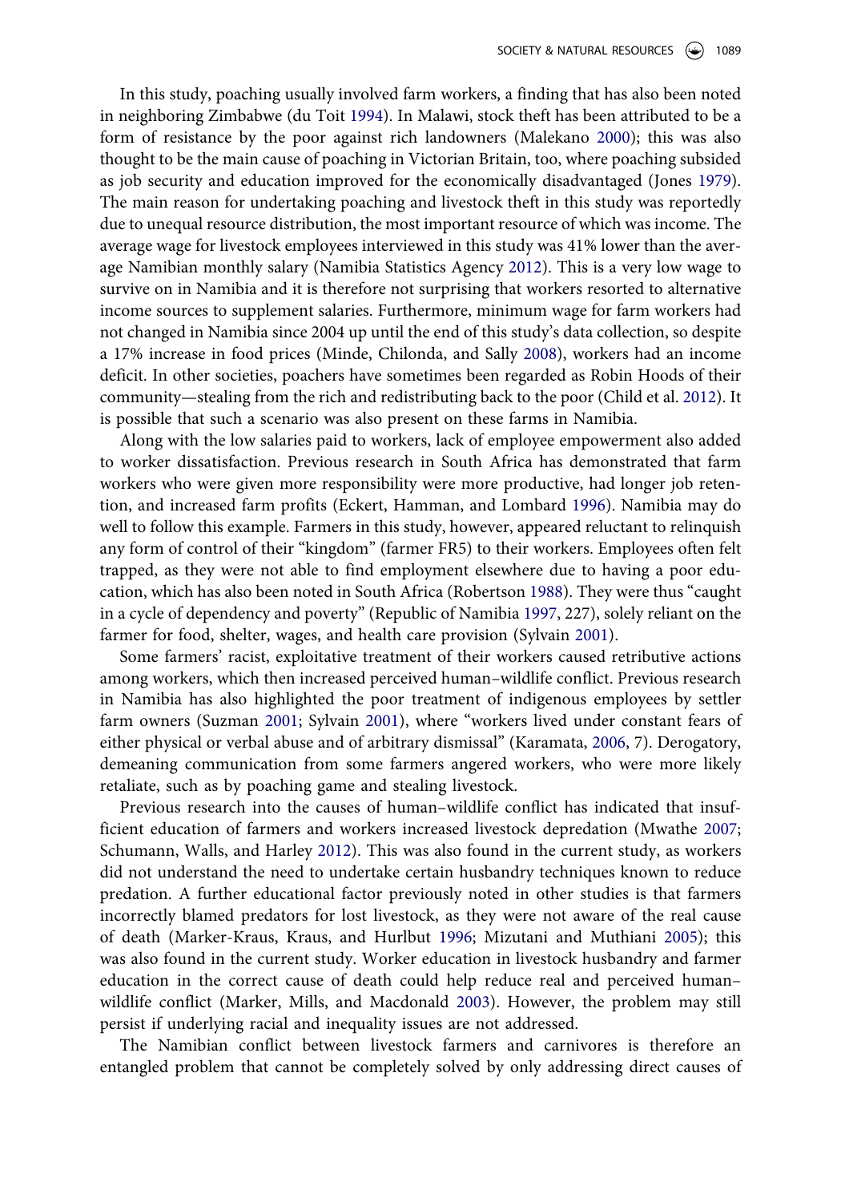In this study, poaching usually involved farm workers, a finding that has also been noted in neighboring Zimbabwe (du Toit 1994). In Malawi, stock theft has been attributed to be a form of resistance by the poor against rich landowners (Malekano 2000); this was also thought to be the main cause of poaching in Victorian Britain, too, where poaching subsided as job security and education improved for the economically disadvantaged (Jones 1979). The main reason for undertaking poaching and livestock theft in this study was reportedly due to unequal resource distribution, the most important resource of which was income. The average wage for livestock employees interviewed in this study was 41% lower than the average Namibian monthly salary (Namibia Statistics Agency 2012). This is a very low wage to survive on in Namibia and it is therefore not surprising that workers resorted to alternative income sources to supplement salaries. Furthermore, minimum wage for farm workers had not changed in Namibia since 2004 up until the end of this study's data collection, so despite a 17% increase in food prices (Minde, Chilonda, and Sally 2008), workers had an income deficit. In other societies, poachers have sometimes been regarded as Robin Hoods of their community—stealing from the rich and redistributing back to the poor (Child et al. 2012). It is possible that such a scenario was also present on these farms in Namibia.

Along with the low salaries paid to workers, lack of employee empowerment also added to worker dissatisfaction. Previous research in South Africa has demonstrated that farm workers who were given more responsibility were more productive, had longer job retention, and increased farm profits (Eckert, Hamman, and Lombard 1996). Namibia may do well to follow this example. Farmers in this study, however, appeared reluctant to relinquish any form of control of their "kingdom" (farmer FR5) to their workers. Employees often felt trapped, as they were not able to find employment elsewhere due to having a poor education, which has also been noted in South Africa (Robertson 1988). They were thus "caught in a cycle of dependency and poverty" (Republic of Namibia 1997, 227), solely reliant on the farmer for food, shelter, wages, and health care provision (Sylvain 2001).

Some farmers' racist, exploitative treatment of their workers caused retributive actions among workers, which then increased perceived human–wildlife conflict. Previous research in Namibia has also highlighted the poor treatment of indigenous employees by settler farm owners (Suzman 2001; Sylvain 2001), where "workers lived under constant fears of either physical or verbal abuse and of arbitrary dismissal" (Karamata, 2006, 7). Derogatory, demeaning communication from some farmers angered workers, who were more likely retaliate, such as by poaching game and stealing livestock.

Previous research into the causes of human–wildlife conflict has indicated that insufficient education of farmers and workers increased livestock depredation (Mwathe 2007; Schumann, Walls, and Harley 2012). This was also found in the current study, as workers did not understand the need to undertake certain husbandry techniques known to reduce predation. A further educational factor previously noted in other studies is that farmers incorrectly blamed predators for lost livestock, as they were not aware of the real cause of death (Marker-Kraus, Kraus, and Hurlbut 1996; Mizutani and Muthiani 2005); this was also found in the current study. Worker education in livestock husbandry and farmer education in the correct cause of death could help reduce real and perceived human–wildlife conflict (Marker, Mills, and Macdonald 2003). However, the problem may still persist if underlying racial and inequality issues are not addressed.

The Namibian conflict between livestock farmers and carnivores is therefore an entangled problem that cannot be completely solved by only addressing direct causes of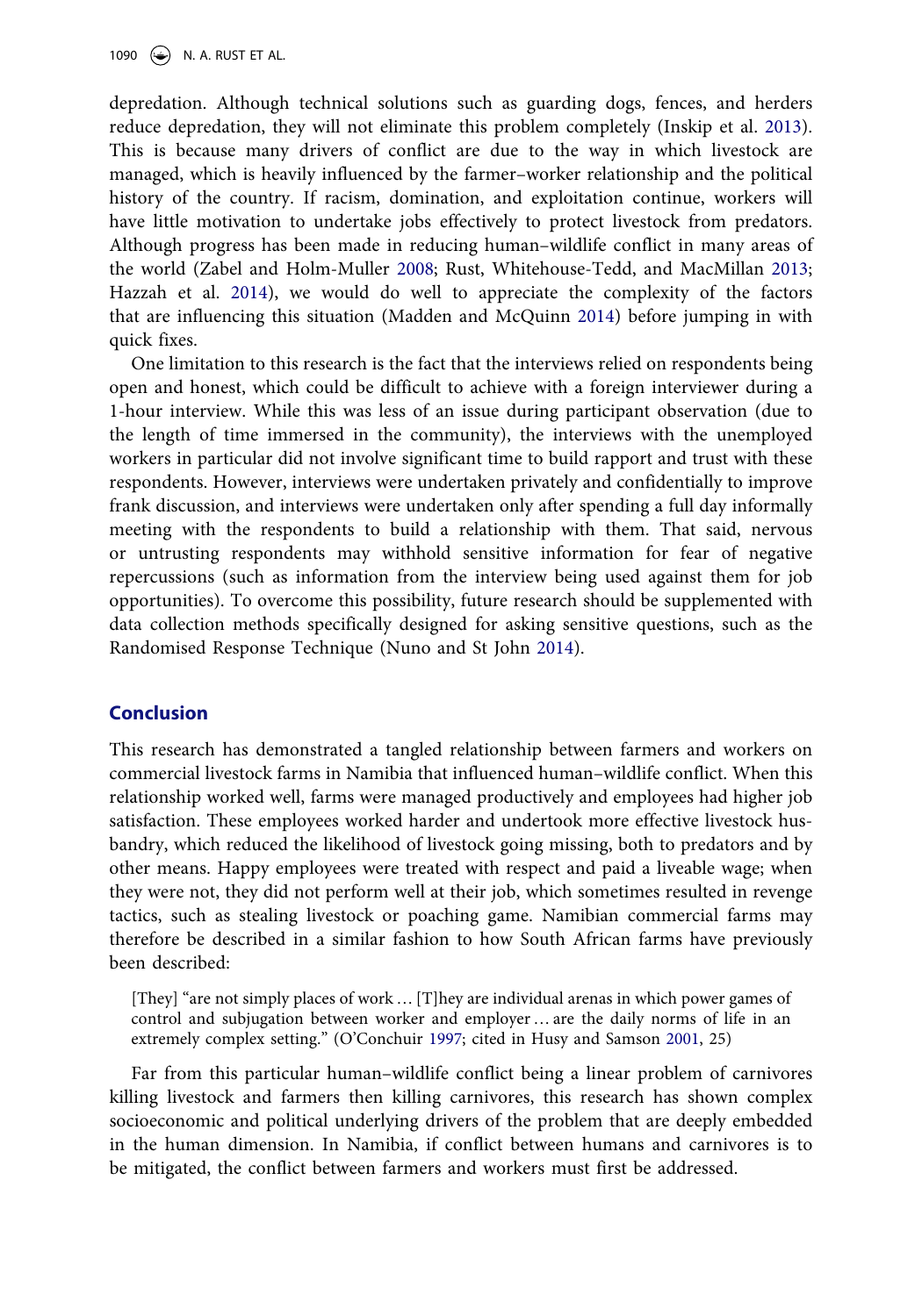depredation. Although technical solutions such as guarding dogs, fences, and herders reduce depredation, they will not eliminate this problem completely (Inskip et al. 2013). This is because many drivers of conflict are due to the way in which livestock are managed, which is heavily influenced by the farmer–worker relationship and the political history of the country. If racism, domination, and exploitation continue, workers will have little motivation to undertake jobs effectively to protect livestock from predators. Although progress has been made in reducing human–wildlife conflict in many areas of the world (Zabel and Holm-Muller 2008; Rust, Whitehouse-Tedd, and MacMillan 2013; Hazzah et al. 2014), we would do well to appreciate the complexity of the factors that are influencing this situation (Madden and McQuinn 2014) before jumping in with quick fixes.

One limitation to this research is the fact that the interviews relied on respondents being open and honest, which could be difficult to achieve with a foreign interviewer during a 1-hour interview. While this was less of an issue during participant observation (due to the length of time immersed in the community), the interviews with the unemployed workers in particular did not involve significant time to build rapport and trust with these respondents. However, interviews were undertaken privately and confidentially to improve frank discussion, and interviews were undertaken only after spending a full day informally meeting with the respondents to build a relationship with them. That said, nervous or untrusting respondents may withhold sensitive information for fear of negative repercussions (such as information from the interview being used against them for job opportunities). To overcome this possibility, future research should be supplemented with data collection methods specifically designed for asking sensitive questions, such as the Randomised Response Technique (Nuno and St John 2014).

## Conclusion

This research has demonstrated a tangled relationship between farmers and workers on commercial livestock farms in Namibia that influenced human–wildlife conflict. When this relationship worked well, farms were managed productively and employees had higher job satisfaction. These employees worked harder and undertook more effective livestock husbandry, which reduced the likelihood of livestock going missing, both to predators and by other means. Happy employees were treated with respect and paid a liveable wage; when they were not, they did not perform well at their job, which sometimes resulted in revenge tactics, such as stealing livestock or poaching game. Namibian commercial farms may therefore be described in a similar fashion to how South African farms have previously been described:

> [They] "are not simply places of work … [T]hey are individual arenas in which power games of control and subjugation between worker and employer … are the daily norms of life in an extremely complex setting." (O'Conchuir 1997; cited in Husy and Samson 2001, 25)

Far from this particular human–wildlife conflict being a linear problem of carnivores killing livestock and farmers then killing carnivores, this research has shown complex socioeconomic and political underlying drivers of the problem that are deeply embedded in the human dimension. In Namibia, if conflict between humans and carnivores is to be mitigated, the conflict between farmers and workers must first be addressed.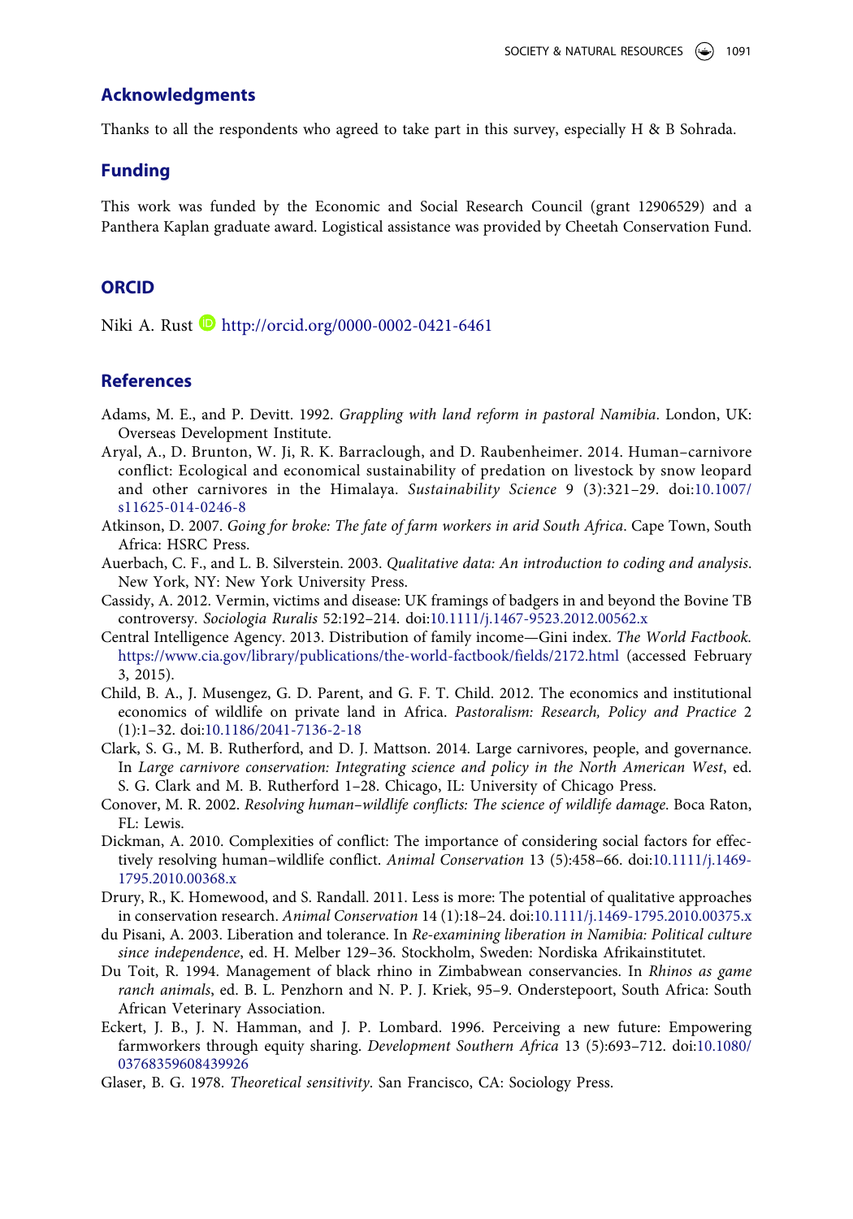## Acknowledgments

Thanks to all the respondents who agreed to take part in this survey, especially H & B Sohrada.

## Funding

This work was funded by the Economic and Social Research Council (grant 12906529) and a Panthera Kaplan graduate award. Logistical assistance was provided by Cheetah Conservation Fund.

## ORCID

Niki A. Rust http://orcid.org/0000-0002-0421-6461

## References

Adams, M. E., and P. Devitt. 1992. *Grappling with land reform in pastoral Namibia*. London, UK: Overseas Development Institute.

Aryal, A., D. Brunton, W. Ji, R. K. Barraclough, and D. Raubenheimer. 2014. Human–carnivore conflict: Ecological and economical sustainability of predation on livestock by snow leopard and other carnivores in the Himalaya. *Sustainability Science* 9 (3):321–29. doi:10.1007/s11625-014-0246-8

Atkinson, D. 2007. *Going for broke: The fate of farm workers in arid South Africa*. Cape Town, South Africa: HSRC Press.

Auerbach, C. F., and L. B. Silverstein. 2003. *Qualitative data: An introduction to coding and analysis*. New York, NY: New York University Press.

Cassidy, A. 2012. Vermin, victims and disease: UK framings of badgers in and beyond the Bovine TB controversy. *Sociologia Ruralis* 52:192–214. doi:10.1111/j.1467-9523.2012.00562.x

Central Intelligence Agency. 2013. Distribution of family income—Gini index. *The World Factbook*. https://www.cia.gov/library/publications/the-world-factbook/fields/2172.html (accessed February 3, 2015).

Child, B. A., J. Musengez, G. D. Parent, and G. F. T. Child. 2012. The economics and institutional economics of wildlife on private land in Africa. *Pastoralism: Research, Policy and Practice* 2 (1):1–32. doi:10.1186/2041-7136-2-18

Clark, S. G., M. B. Rutherford, and D. J. Mattson. 2014. Large carnivores, people, and governance. In *Large carnivore conservation: Integrating science and policy in the North American West*, ed. S. G. Clark and M. B. Rutherford 1–28. Chicago, IL: University of Chicago Press.

Conover, M. R. 2002. *Resolving human–wildlife conflicts: The science of wildlife damage*. Boca Raton, FL: Lewis.

Dickman, A. 2010. Complexities of conflict: The importance of considering social factors for effectively resolving human–wildlife conflict. *Animal Conservation* 13 (5):458–66. doi:10.1111/j.1469-1795.2010.00368.x

Drury, R., K. Homewood, and S. Randall. 2011. Less is more: The potential of qualitative approaches in conservation research. *Animal Conservation* 14 (1):18–24. doi:10.1111/j.1469-1795.2010.00375.x

du Pisani, A. 2003. Liberation and tolerance. In *Re-examining liberation in Namibia: Political culture since independence*, ed. H. Melber 129–36. Stockholm, Sweden: Nordiska Afrikainstitutet.

Du Toit, R. 1994. Management of black rhino in Zimbabwean conservancies. In *Rhinos as game ranch animals*, ed. B. L. Penzhorn and N. P. J. Kriek, 95–9. Onderstepoort, South Africa: South African Veterinary Association.

Eckert, J. B., J. N. Hamman, and J. P. Lombard. 1996. Perceiving a new future: Empowering farmworkers through equity sharing. *Development Southern Africa* 13 (5):693–712. doi:10.1080/03768359608439926

Glaser, B. G. 1978. *Theoretical sensitivity*. San Francisco, CA: Sociology Press.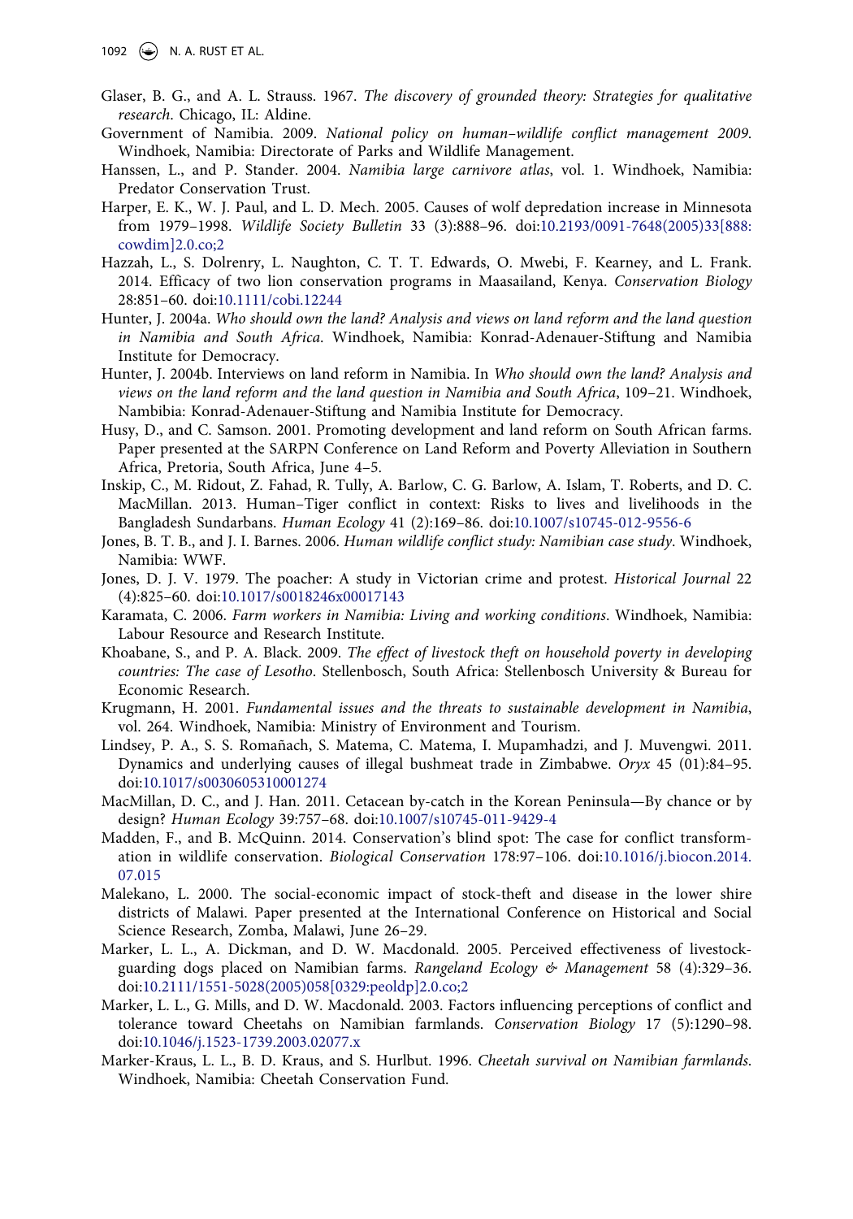Glaser, B. G., and A. L. Strauss. 1967. *The discovery of grounded theory: Strategies for qualitative research*. Chicago, IL: Aldine.

Government of Namibia. 2009. *National policy on human–wildlife conflict management 2009*. Windhoek, Namibia: Directorate of Parks and Wildlife Management.

Hanssen, L., and P. Stander. 2004. *Namibia large carnivore atlas*, vol. 1. Windhoek, Namibia: Predator Conservation Trust.

Harper, E. K., W. J. Paul, and L. D. Mech. 2005. Causes of wolf depredation increase in Minnesota from 1979–1998. *Wildlife Society Bulletin* 33 (3):888–96. doi:10.2193/0091-7648(2005)33[888:cowdim]2.0.co;2

Hazzah, L., S. Dolrenry, L. Naughton, C. T. T. Edwards, O. Mwebi, F. Kearney, and L. Frank. 2014. Efficacy of two lion conservation programs in Maasailand, Kenya. *Conservation Biology* 28:851–60. doi:10.1111/cobi.12244

Hunter, J. 2004a. *Who should own the land? Analysis and views on land reform and the land question in Namibia and South Africa*. Windhoek, Namibia: Konrad-Adenauer-Stiftung and Namibia Institute for Democracy.

Hunter, J. 2004b. Interviews on land reform in Namibia. In *Who should own the land? Analysis and views on the land reform and the land question in Namibia and South Africa*, 109–21. Windhoek, Nambibia: Konrad-Adenauer-Stiftung and Namibia Institute for Democracy.

Husy, D., and C. Samson. 2001. Promoting development and land reform on South African farms. Paper presented at the SARPN Conference on Land Reform and Poverty Alleviation in Southern Africa, Pretoria, South Africa, June 4–5.

Inskip, C., M. Ridout, Z. Fahad, R. Tully, A. Barlow, C. G. Barlow, A. Islam, T. Roberts, and D. C. MacMillan. 2013. Human–Tiger conflict in context: Risks to lives and livelihoods in the Bangladesh Sundarbans. *Human Ecology* 41 (2):169–86. doi:10.1007/s10745-012-9556-6

Jones, B. T. B., and J. I. Barnes. 2006. *Human wildlife conflict study: Namibian case study*. Windhoek, Namibia: WWF.

Jones, D. J. V. 1979. The poacher: A study in Victorian crime and protest. *Historical Journal* 22 (4):825–60. doi:10.1017/s0018246x00017143

Karamata, C. 2006. *Farm workers in Namibia: Living and working conditions*. Windhoek, Namibia: Labour Resource and Research Institute.

Khoabane, S., and P. A. Black. 2009. *The effect of livestock theft on household poverty in developing countries: The case of Lesotho*. Stellenbosch, South Africa: Stellenbosch University & Bureau for Economic Research.

Krugmann, H. 2001. *Fundamental issues and the threats to sustainable development in Namibia*, vol. 264. Windhoek, Namibia: Ministry of Environment and Tourism.

Lindsey, P. A., S. S. Romañach, S. Matema, C. Matema, I. Mupamhadzi, and J. Muvengwi. 2011. Dynamics and underlying causes of illegal bushmeat trade in Zimbabwe. *Oryx* 45 (01):84–95. doi:10.1017/s0030605310001274

MacMillan, D. C., and J. Han. 2011. Cetacean by-catch in the Korean Peninsula—By chance or by design? *Human Ecology* 39:757–68. doi:10.1007/s10745-011-9429-4

Madden, F., and B. McQuinn. 2014. Conservation's blind spot: The case for conflict transformation in wildlife conservation. *Biological Conservation* 178:97–106. doi:10.1016/j.biocon.2014.07.015

Malekano, L. 2000. The social-economic impact of stock-theft and disease in the lower shire districts of Malawi. Paper presented at the International Conference on Historical and Social Science Research, Zomba, Malawi, June 26–29.

Marker, L. L., A. Dickman, and D. W. Macdonald. 2005. Perceived effectiveness of livestock-guarding dogs placed on Namibian farms. *Rangeland Ecology & Management* 58 (4):329–36. doi:10.2111/1551-5028(2005)058[0329:peoldp]2.0.co;2

Marker, L. L., G. Mills, and D. W. Macdonald. 2003. Factors influencing perceptions of conflict and tolerance toward Cheetahs on Namibian farmlands. *Conservation Biology* 17 (5):1290–98. doi:10.1046/j.1523-1739.2003.02077.x

Marker-Kraus, L. L., B. D. Kraus, and S. Hurlbut. 1996. *Cheetah survival on Namibian farmlands*. Windhoek, Namibia: Cheetah Conservation Fund.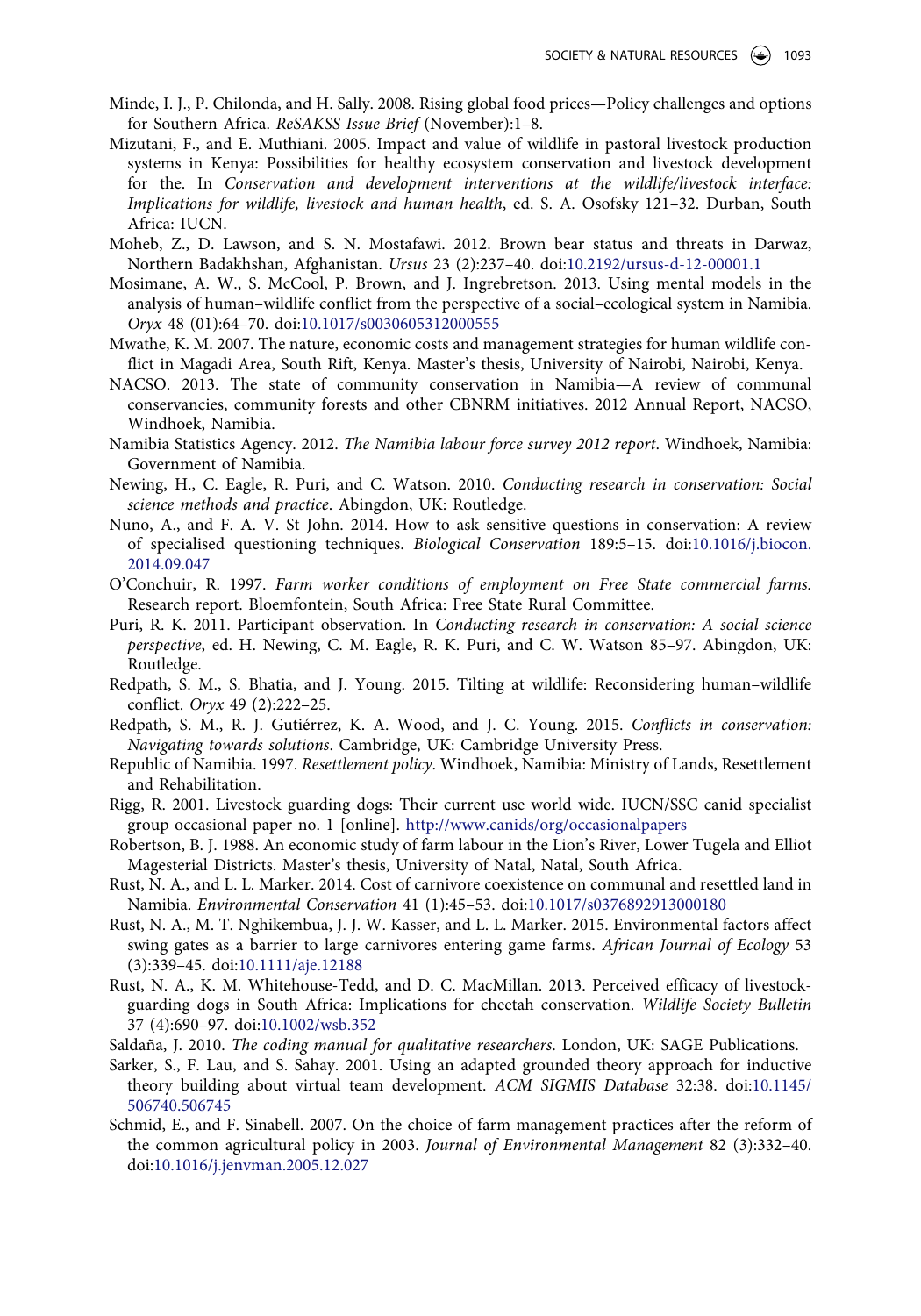Minde, I. J., P. Chilonda, and H. Sally. 2008. Rising global food prices—Policy challenges and options for Southern Africa. *ReSAKSS Issue Brief* (November):1–8.

Mizutani, F., and E. Muthiani. 2005. Impact and value of wildlife in pastoral livestock production systems in Kenya: Possibilities for healthy ecosystem conservation and livestock development for the. In *Conservation and development interventions at the wildlife/livestock interface: Implications for wildlife, livestock and human health*, ed. S. A. Osofsky 121–32. Durban, South Africa: IUCN.

Moheb, Z., D. Lawson, and S. N. Mostafawi. 2012. Brown bear status and threats in Darwaz, Northern Badakhshan, Afghanistan. *Ursus* 23 (2):237–40. doi:10.2192/ursus-d-12-00001.1

Mosimane, A. W., S. McCool, P. Brown, and J. Ingrebretson. 2013. Using mental models in the analysis of human–wildlife conflict from the perspective of a social–ecological system in Namibia. *Oryx* 48 (01):64–70. doi:10.1017/s0030605312000555

Mwathe, K. M. 2007. The nature, economic costs and management strategies for human wildlife conflict in Magadi Area, South Rift, Kenya. Master's thesis, University of Nairobi, Nairobi, Kenya.

NACSO. 2013. The state of community conservation in Namibia—A review of communal conservancies, community forests and other CBNRM initiatives. 2012 Annual Report, NACSO, Windhoek, Namibia.

Namibia Statistics Agency. 2012. *The Namibia labour force survey 2012 report*. Windhoek, Namibia: Government of Namibia.

Newing, H., C. Eagle, R. Puri, and C. Watson. 2010. *Conducting research in conservation: Social science methods and practice*. Abingdon, UK: Routledge.

Nuno, A., and F. A. V. St John. 2014. How to ask sensitive questions in conservation: A review of specialised questioning techniques. *Biological Conservation* 189:5–15. doi:10.1016/j.biocon.2014.09.047

O'Conchuir, R. 1997. *Farm worker conditions of employment on Free State commercial farms*. Research report. Bloemfontein, South Africa: Free State Rural Committee.

Puri, R. K. 2011. Participant observation. In *Conducting research in conservation: A social science perspective*, ed. H. Newing, C. M. Eagle, R. K. Puri, and C. W. Watson 85–97. Abingdon, UK: Routledge.

Redpath, S. M., S. Bhatia, and J. Young. 2015. Tilting at wildlife: Reconsidering human–wildlife conflict. *Oryx* 49 (2):222–25.

Redpath, S. M., R. J. Gutiérrez, K. A. Wood, and J. C. Young. 2015. *Conflicts in conservation: Navigating towards solutions*. Cambridge, UK: Cambridge University Press.

Republic of Namibia. 1997. *Resettlement policy*. Windhoek, Namibia: Ministry of Lands, Resettlement and Rehabilitation.

Rigg, R. 2001. Livestock guarding dogs: Their current use world wide. IUCN/SSC canid specialist group occasional paper no. 1 [online]. http://www.canids/org/occasionalpapers

Robertson, B. J. 1988. An economic study of farm labour in the Lion's River, Lower Tugela and Elliot Magesterial Districts. Master's thesis, University of Natal, Natal, South Africa.

Rust, N. A., and L. L. Marker. 2014. Cost of carnivore coexistence on communal and resettled land in Namibia. *Environmental Conservation* 41 (1):45–53. doi:10.1017/s0376892913000180

Rust, N. A., M. T. Nghikembua, J. J. W. Kasser, and L. L. Marker. 2015. Environmental factors affect swing gates as a barrier to large carnivores entering game farms. *African Journal of Ecology* 53 (3):339–45. doi:10.1111/aje.12188

Rust, N. A., K. M. Whitehouse-Tedd, and D. C. MacMillan. 2013. Perceived efficacy of livestock-guarding dogs in South Africa: Implications for cheetah conservation. *Wildlife Society Bulletin* 37 (4):690–97. doi:10.1002/wsb.352

Saldaña, J. 2010. *The coding manual for qualitative researchers*. London, UK: SAGE Publications.

Sarker, S., F. Lau, and S. Sahay. 2001. Using an adapted grounded theory approach for inductive theory building about virtual team development. *ACM SIGMIS Database* 32:38. doi:10.1145/506740.506745

Schmid, E., and F. Sinabell. 2007. On the choice of farm management practices after the reform of the common agricultural policy in 2003. *Journal of Environmental Management* 82 (3):332–40. doi:10.1016/j.jenvman.2005.12.027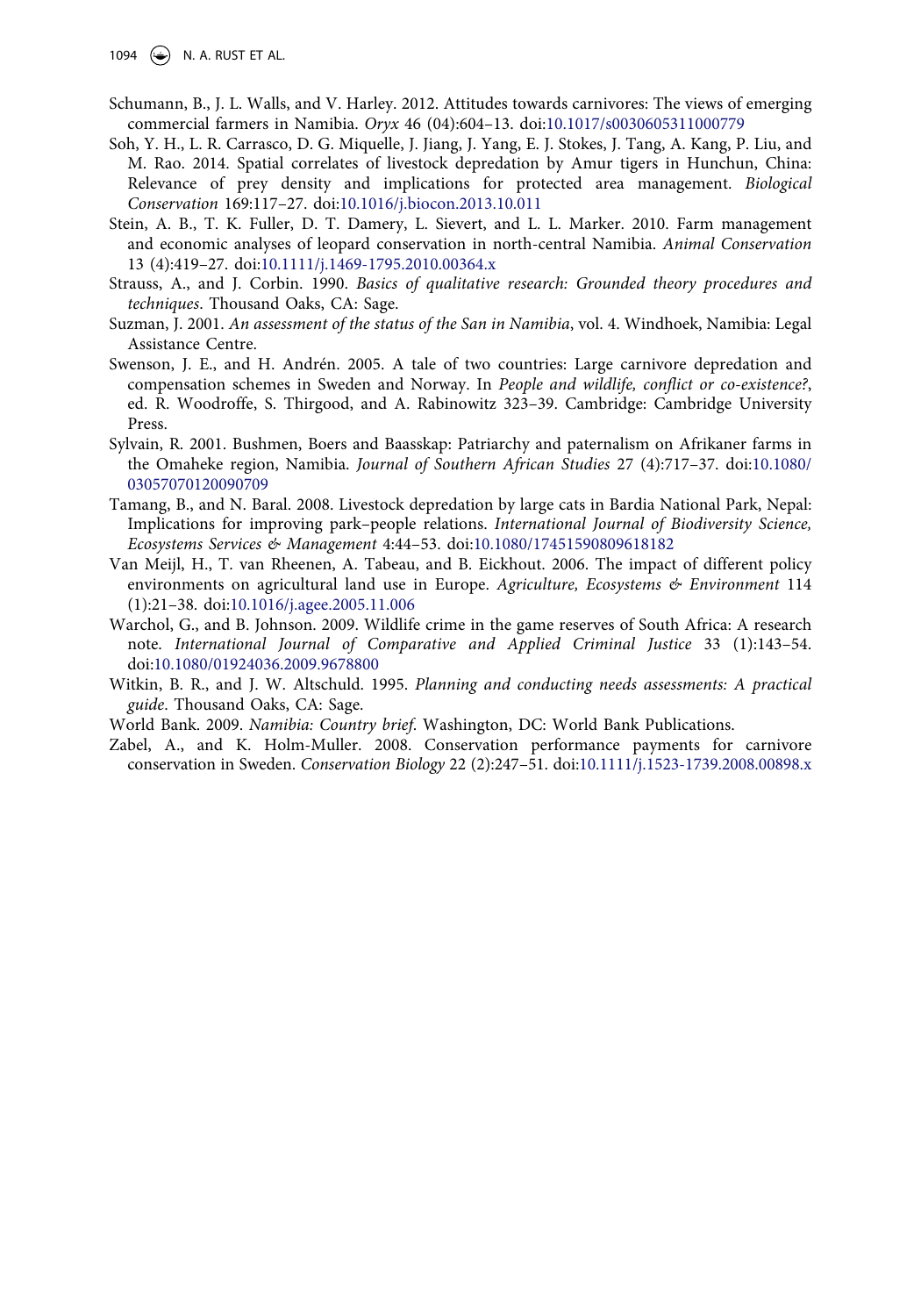Schumann, B., J. L. Walls, and V. Harley. 2012. Attitudes towards carnivores: The views of emerging commercial farmers in Namibia. *Oryx* 46 (04):604–13. doi:10.1017/s0030605311000779

Soh, Y. H., L. R. Carrasco, D. G. Miquelle, J. Jiang, J. Yang, E. J. Stokes, J. Tang, A. Kang, P. Liu, and M. Rao. 2014. Spatial correlates of livestock depredation by Amur tigers in Hunchun, China: Relevance of prey density and implications for protected area management. *Biological Conservation* 169:117–27. doi:10.1016/j.biocon.2013.10.011

Stein, A. B., T. K. Fuller, D. T. Damery, L. Sievert, and L. L. Marker. 2010. Farm management and economic analyses of leopard conservation in north-central Namibia. *Animal Conservation* 13 (4):419–27. doi:10.1111/j.1469-1795.2010.00364.x

Strauss, A., and J. Corbin. 1990. *Basics of qualitative research: Grounded theory procedures and techniques*. Thousand Oaks, CA: Sage.

Suzman, J. 2001. *An assessment of the status of the San in Namibia*, vol. 4. Windhoek, Namibia: Legal Assistance Centre.

Swenson, J. E., and H. Andrén. 2005. A tale of two countries: Large carnivore depredation and compensation schemes in Sweden and Norway. In *People and wildlife, conflict or co-existence?*, ed. R. Woodroffe, S. Thirgood, and A. Rabinowitz 323–39. Cambridge: Cambridge University Press.

Sylvain, R. 2001. Bushmen, Boers and Baasskap: Patriarchy and paternalism on Afrikaner farms in the Omaheke region, Namibia. *Journal of Southern African Studies* 27 (4):717–37. doi:10.1080/03057070120090709

Tamang, B., and N. Baral. 2008. Livestock depredation by large cats in Bardia National Park, Nepal: Implications for improving park–people relations. *International Journal of Biodiversity Science, Ecosystems Services & Management* 4:44–53. doi:10.1080/17451590809618182

Van Meijl, H., T. van Rheenen, A. Tabeau, and B. Eickhout. 2006. The impact of different policy environments on agricultural land use in Europe. *Agriculture, Ecosystems & Environment* 114 (1):21–38. doi:10.1016/j.agee.2005.11.006

Warchol, G., and B. Johnson. 2009. Wildlife crime in the game reserves of South Africa: A research note. *International Journal of Comparative and Applied Criminal Justice* 33 (1):143–54. doi:10.1080/01924036.2009.9678800

Witkin, B. R., and J. W. Altschuld. 1995. *Planning and conducting needs assessments: A practical guide*. Thousand Oaks, CA: Sage.

World Bank. 2009. *Namibia: Country brief*. Washington, DC: World Bank Publications.

Zabel, A., and K. Holm-Muller. 2008. Conservation performance payments for carnivore conservation in Sweden. *Conservation Biology* 22 (2):247–51. doi:10.1111/j.1523-1739.2008.00898.x